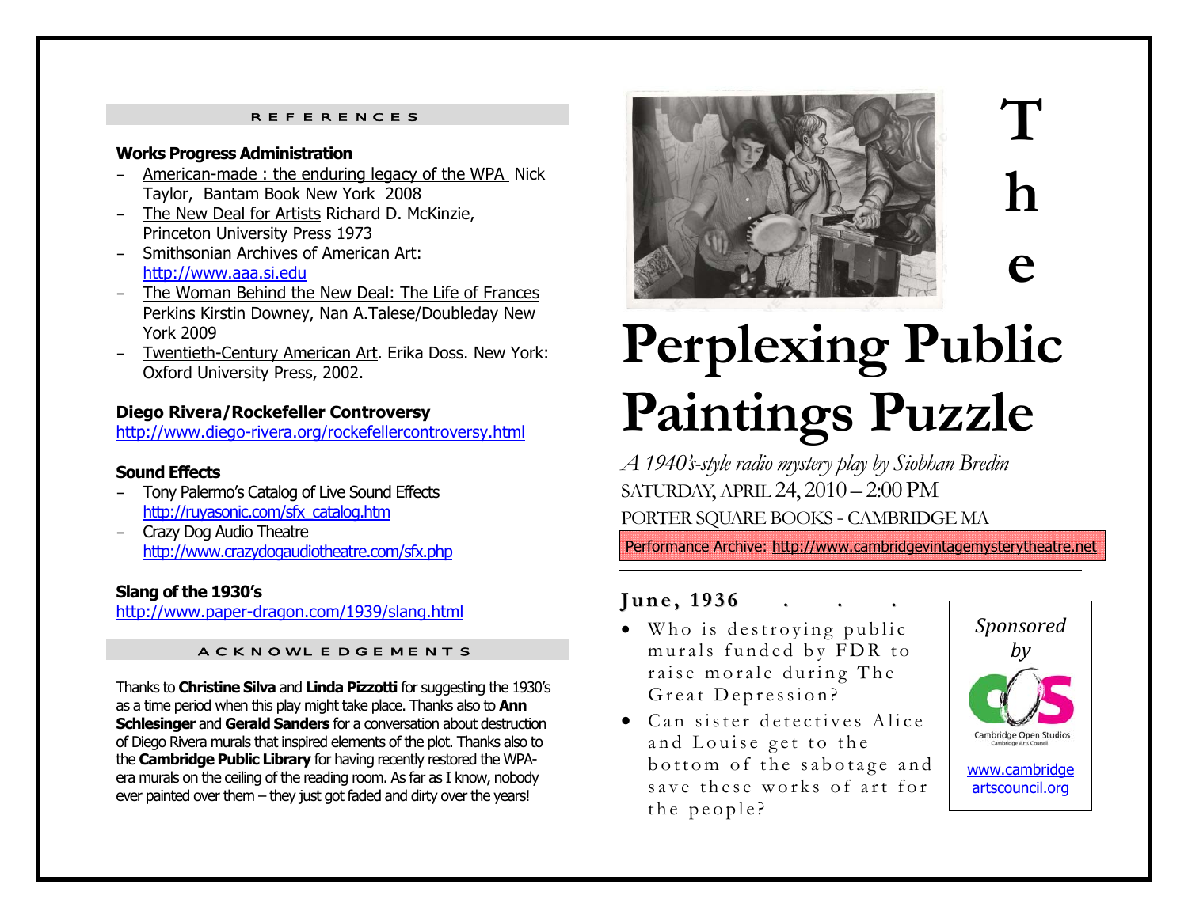## REFERENCES

### Works Progress Administration

- American-made : the enduring legacy of the WPA Nick Taylor, Bantam Book New York 2008
- The New Deal for Artists Richard D. McKinzie, Princeton University Press 1973
- Smithsonian Archives of American Art: http://www.aaa.si.edu
- The Woman Behind the New Deal: The Life of Frances Perkins Kirstin Downey, Nan A.Talese/Doubleday New York 2009
- Twentieth-Century American Art. Erika Doss. New York: Oxford University Press, 2002.

### Diego Rivera/Rockefeller Controversy

http://www.diego-rivera.org/rockefellercontroversy.html

### Sound Effects

- Tony Palermo's Catalog of Live Sound Effects http://ruyasonic.com/sfx_catalog.htm
- Crazy Dog Audio Theatre http://www.crazydogaudiotheatre.com/sfx.php

### Slang of the 1930's

http://www.paper-dragon.com/1939/slang.html

## ACKNOWLEDGEMENTS

Thanks to **Christine Silva** and **Linda Pizzotti** for suggesting the 1930's as a time period when this play might take place. Thanks also to **Ann Schlesinger** and **Gerald Sanders** for a conversation about destruction of Diego Rivera murals that inspired elements of the plot. Thanks also to the **Cambridge Public Library** for having recently restored the WPA-era murals on the ceiling of the reading room. As far as I know, nobody ever painted over them – they just got faded and dirty over the years!

# The Perplexing Public Paintings Puzzle

*A 1940's-style radio mystery play by Siobhan Bredin*

SATURDAY, APRIL 24, 2010 – 2:00 PM

PORTER SQUARE BOOKS - CAMBRIDGE MA

Performance Archive: http://www.cambridgevintagemysterytheatre.net

### June, 1936 . . .

- Who is destroying public murals funded by FDR to raise morale during The Great Depression?
- Can sister detectives Alice and Louise get to the bottom of the sabotage and save these works of art for the people?

*Sponsored by*

Cambridge Open Studios
Cambridge Arts Council

www.cambridgeartscouncil.org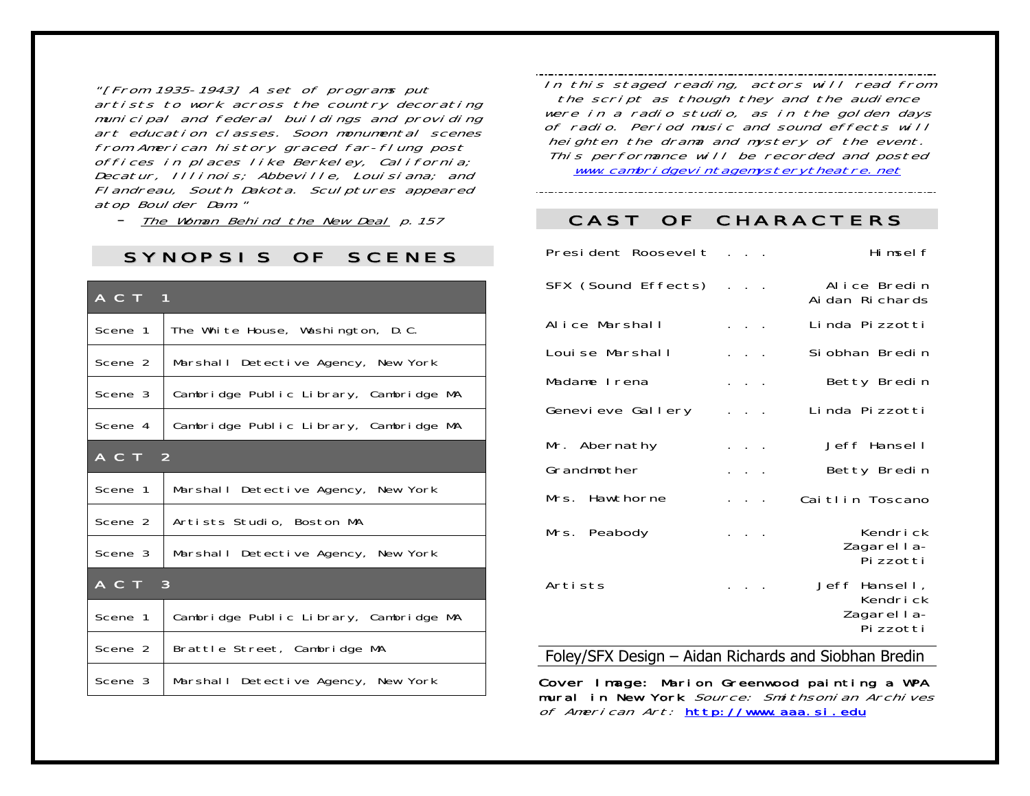*"[From 1935-1943] A set of programs put artists to work across the country decorating municipal and federal buildings and providing art education classes. Soon monumental scenes from American history graced far-flung post offices in places like Berkeley, California; Decatur, Illinois; Abbeville, Louisiana; and Flandreau, South Dakota. Sculptures appeared atop Boulder Dam."*

- *The Woman Behind the New Deal p. 157*

## SYNOPSIS OF SCENES

| | |
|---|---|
| **ACT 1** | |
| Scene 1 | The White House, Washington, D.C. |
| Scene 2 | Marshall Detective Agency, New York |
| Scene 3 | Cambridge Public Library, Cambridge MA |
| Scene 4 | Cambridge Public Library, Cambridge MA |
| **ACT 2** | |
| Scene 1 | Marshall Detective Agency, New York |
| Scene 2 | Artists Studio, Boston MA |
| Scene 3 | Marshall Detective Agency, New York |
| **ACT 3** | |
| Scene 1 | Cambridge Public Library, Cambridge MA |
| Scene 2 | Brattle Street, Cambridge MA |
| Scene 3 | Marshall Detective Agency, New York |

*In this staged reading, actors will read from the script as though they and the audience were in a radio studio, as in the golden days of radio. Period music and sound effects will heighten the drama and mystery of the event. This performance will be recorded and posted www.cambridgevintagemysterytheatre.net*

## CAST OF CHARACTERS

| | | |
|---|---|---|
| President Roosevelt | . . . | Himself |
| SFX (Sound Effects) | . . . | Alice Bredin, Aidan Richards |
| Alice Marshall | . . . | Linda Pizzotti |
| Louise Marshall | . . . | Siobhan Bredin |
| Madame Irena | . . . | Betty Bredin |
| Genevieve Gallery | . . . | Linda Pizzotti |
| Mr. Abernathy | . . . | Jeff Hansell |
| Grandmother | . . . | Betty Bredin |
| Mrs. Hawthorne | . . . | Caitlin Toscano |
| Mrs. Peabody | . . . | Kendrick Zagarella-Pizzotti |
| Artists | . . . | Jeff Hansell, Kendrick Zagarella-Pizzotti |

Foley/SFX Design – Aidan Richards and Siobhan Bredin

**Cover Image: Marion Greenwood painting a WPA mural in New York** *Source: Smithsonian Archives of American Art:* **http://www.aaa.si.edu**